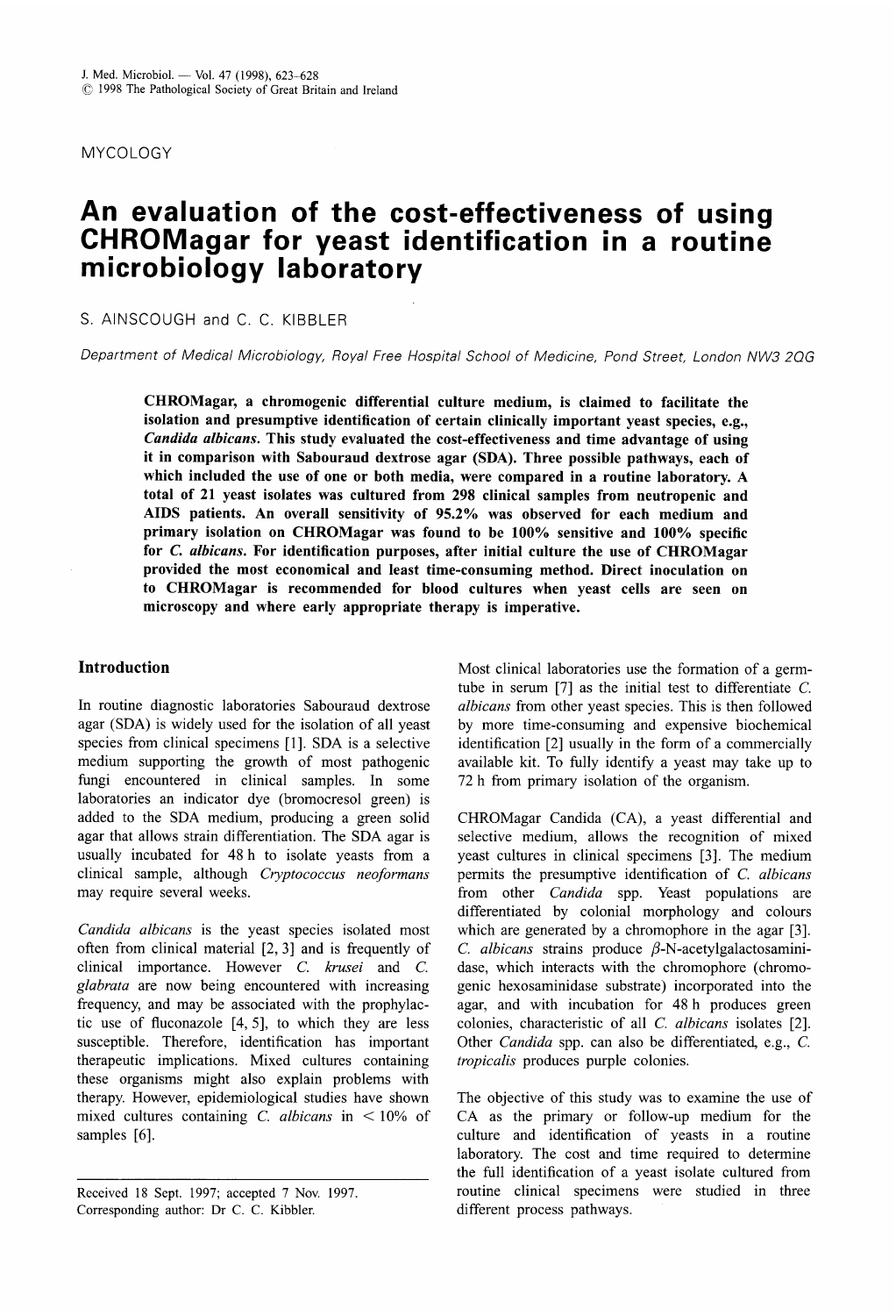MYCOLOGY

# An evaluation of the cost-effectiveness of using CHROMagar for yeast identification in a routine microbiology laboratory

S. AINSCOUGH and C. C. KIBBLER

*Department of Medical Microbiology, Royal Free Hospital School of Medicine, Pond Street, London NW3 2QG*

**CHROMagar, a chromogenic differential culture medium, is claimed to facilitate the isolation and presumptive identification of certain clinically important yeast species, e.g., *Candida albicans*. This study evaluated the cost-effectiveness and time advantage of using it in comparison with Sabouraud dextrose agar (SDA). Three possible pathways, each of which included the use of one or both media, were compared in a routine laboratory. A total of 21 yeast isolates was cultured from 298 clinical samples from neutropenic and AIDS patients. An overall sensitivity of 95.2% was observed for each medium and primary isolation on CHROMagar was found to be 100% sensitive and 100% specific for *C. albicans*. For identification purposes, after initial culture the use of CHROMagar provided the most economical and least time-consuming method. Direct inoculation on to CHROMagar is recommended for blood cultures when yeast cells are seen on microscopy and where early appropriate therapy is imperative.**

## Introduction

In routine diagnostic laboratories Sabouraud dextrose agar (SDA) is widely used for the isolation of all yeast species from clinical specimens [1]. SDA is a selective medium supporting the growth of most pathogenic fungi encountered in clinical samples. In some laboratories an indicator dye (bromocresol green) is added to the SDA medium, producing a green solid agar that allows strain differentiation. The SDA agar is usually incubated for 48 h to isolate yeasts from a clinical sample, although *Cryptococcus neoformans* may require several weeks.

*Candida albicans* is the yeast species isolated most often from clinical material [2, 3] and is frequently of clinical importance. However *C. krusei* and *C. glabrata* are now being encountered with increasing frequency, and may be associated with the prophylactic use of fluconazole [4, 5], to which they are less susceptible. Therefore, identification has important therapeutic implications. Mixed cultures containing these organisms might also explain problems with therapy. However, epidemiological studies have shown mixed cultures containing *C. albicans* in < 10% of samples [6].

Received 18 Sept. 1997; accepted 7 Nov. 1997.
Corresponding author: Dr C. C. Kibbler.

Most clinical laboratories use the formation of a germ-tube in serum [7] as the initial test to differentiate *C. albicans* from other yeast species. This is then followed by more time-consuming and expensive biochemical identification [2] usually in the form of a commercially available kit. To fully identify a yeast may take up to 72 h from primary isolation of the organism.

CHROMagar Candida (CA), a yeast differential and selective medium, allows the recognition of mixed yeast cultures in clinical specimens [3]. The medium permits the presumptive identification of *C. albicans* from other *Candida* spp. Yeast populations are differentiated by colonial morphology and colours which are generated by a chromophore in the agar [3]. *C. albicans* strains produce $\beta$-N-acetylgalactosaminidase, which interacts with the chromophore (chromogenic hexosaminidase substrate) incorporated into the agar, and with incubation for 48 h produces green colonies, characteristic of all *C. albicans* isolates [2]. Other *Candida* spp. can also be differentiated, e.g., *C. tropicalis* produces purple colonies.

The objective of this study was to examine the use of CA as the primary or follow-up medium for the culture and identification of yeasts in a routine laboratory. The cost and time required to determine the full identification of a yeast isolate cultured from routine clinical specimens were studied in three different process pathways.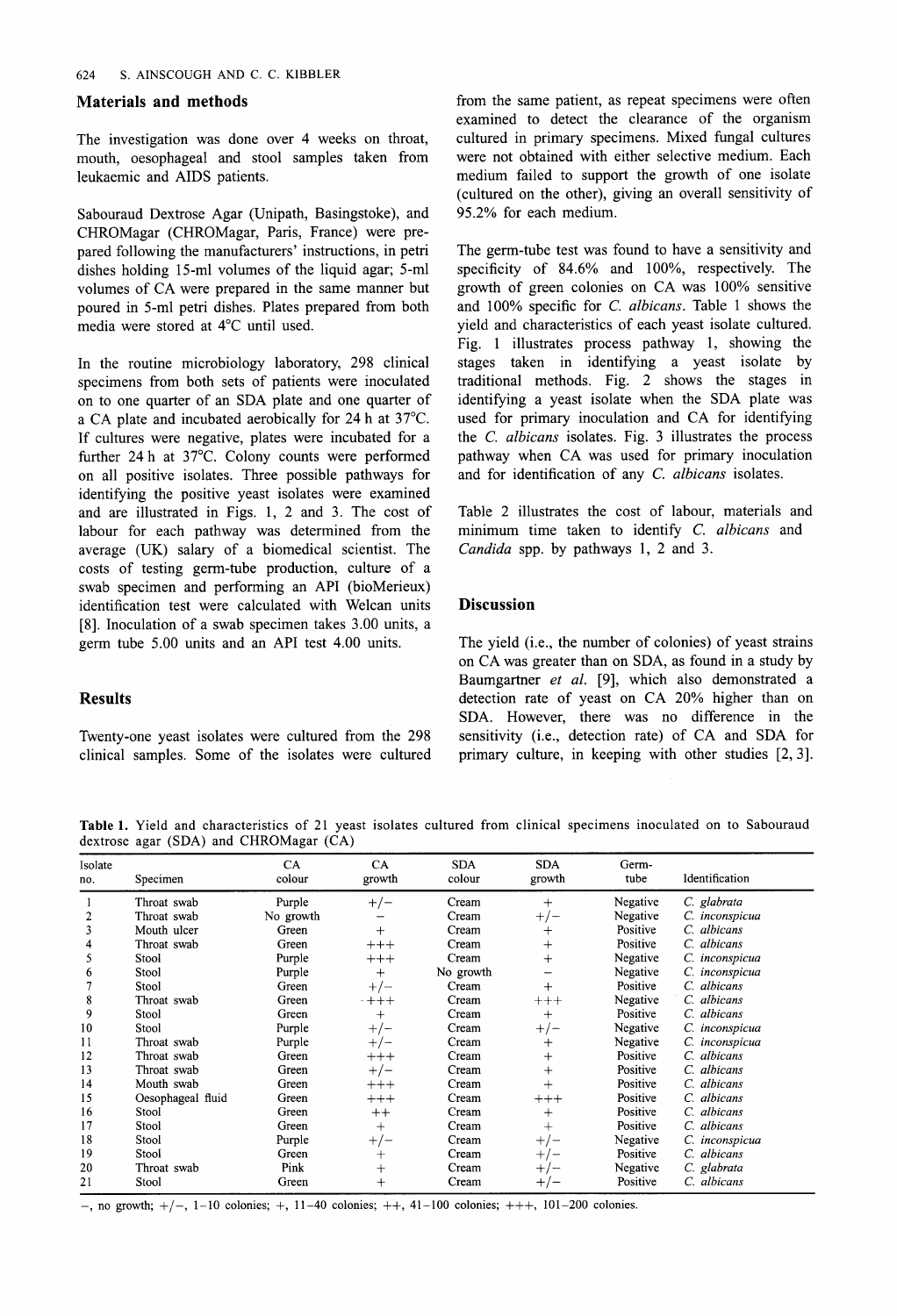## Materials and methods

The investigation was done over 4 weeks on throat, mouth, oesophageal and stool samples taken from leukaemic and AIDS patients.

Sabouraud Dextrose Agar (Unipath, Basingstoke), and CHROMagar (CHROMagar, Paris, France) were prepared following the manufacturers' instructions, in petri dishes holding 15-ml volumes of the liquid agar; 5-ml volumes of CA were prepared in the same manner but poured in 5-ml petri dishes. Plates prepared from both media were stored at 4°C until used.

In the routine microbiology laboratory, 298 clinical specimens from both sets of patients were inoculated on to one quarter of an SDA plate and one quarter of a CA plate and incubated aerobically for 24 h at 37°C. If cultures were negative, plates were incubated for a further 24 h at 37°C. Colony counts were performed on all positive isolates. Three possible pathways for identifying the positive yeast isolates were examined and are illustrated in Figs. 1, 2 and 3. The cost of labour for each pathway was determined from the average (UK) salary of a biomedical scientist. The costs of testing germ-tube production, culture of a swab specimen and performing an API (bioMerieux) identification test were calculated with Welcan units [8]. Inoculation of a swab specimen takes 3.00 units, a germ tube 5.00 units and an API test 4.00 units.

## Results

Twenty-one yeast isolates were cultured from the 298 clinical samples. Some of the isolates were cultured from the same patient, as repeat specimens were often examined to detect the clearance of the organism cultured in primary specimens. Mixed fungal cultures were not obtained with either selective medium. Each medium failed to support the growth of one isolate (cultured on the other), giving an overall sensitivity of 95.2% for each medium.

The germ-tube test was found to have a sensitivity and specificity of 84.6% and 100%, respectively. The growth of green colonies on CA was 100% sensitive and 100% specific for *C. albicans*. Table 1 shows the yield and characteristics of each yeast isolate cultured. Fig. 1 illustrates process pathway 1, showing the stages taken in identifying a yeast isolate by traditional methods. Fig. 2 shows the stages in identifying a yeast isolate when the SDA plate was used for primary inoculation and CA for identifying the *C. albicans* isolates. Fig. 3 illustrates the process pathway when CA was used for primary inoculation and for identification of any *C. albicans* isolates.

Table 2 illustrates the cost of labour, materials and minimum time taken to identify *C. albicans* and *Candida* spp. by pathways 1, 2 and 3.

## Discussion

The yield (i.e., the number of colonies) of yeast strains on CA was greater than on SDA, as found in a study by Baumgartner *et al.* [9], which also demonstrated a detection rate of yeast on CA 20% higher than on SDA. However, there was no difference in the sensitivity (i.e., detection rate) of CA and SDA for primary culture, in keeping with other studies [2, 3].

**Table 1.** Yield and characteristics of 21 yeast isolates cultured from clinical specimens inoculated on to Sabouraud dextrose agar (SDA) and CHROMagar (CA)

| Isolate no. | Specimen | CA colour | CA growth | SDA colour | SDA growth | Germ-tube | Identification |
|---|---|---|---|---|---|---|---|
| 1 | Throat swab | Purple | +/− | Cream | + | Negative | *C. glabrata* |
| 2 | Throat swab | No growth | − | Cream | +/− | Negative | *C. inconspicua* |
| 3 | Mouth ulcer | Green | + | Cream | + | Positive | *C. albicans* |
| 4 | Throat swab | Green | +++ | Cream | + | Positive | *C. albicans* |
| 5 | Stool | Purple | +++ | Cream | + | Negative | *C. inconspicua* |
| 6 | Stool | Purple | + | No growth | − | Negative | *C. inconspicua* |
| 7 | Stool | Green | +/− | Cream | + | Positive | *C. albicans* |
| 8 | Throat swab | Green | +++ | Cream | +++ | Negative | *C. albicans* |
| 9 | Stool | Green | + | Cream | + | Positive | *C. albicans* |
| 10 | Stool | Purple | +/− | Cream | +/− | Negative | *C. inconspicua* |
| 11 | Throat swab | Purple | +/− | Cream | + | Negative | *C. inconspicua* |
| 12 | Throat swab | Green | +++ | Cream | + | Positive | *C. albicans* |
| 13 | Throat swab | Green | +/− | Cream | + | Positive | *C. albicans* |
| 14 | Mouth swab | Green | +++ | Cream | + | Positive | *C. albicans* |
| 15 | Oesophageal fluid | Green | +++ | Cream | +++ | Positive | *C. albicans* |
| 16 | Stool | Green | ++ | Cream | + | Positive | *C. albicans* |
| 17 | Stool | Green | + | Cream | + | Positive | *C. albicans* |
| 18 | Stool | Purple | +/− | Cream | +/− | Negative | *C. inconspicua* |
| 19 | Stool | Green | + | Cream | +/− | Positive | *C. albicans* |
| 20 | Throat swab | Pink | + | Cream | +/− | Negative | *C. glabrata* |
| 21 | Stool | Green | + | Cream | +/− | Positive | *C. albicans* |

−, no growth; +/−, 1–10 colonies; +, 11–40 colonies; ++, 41–100 colonies; +++, 101–200 colonies.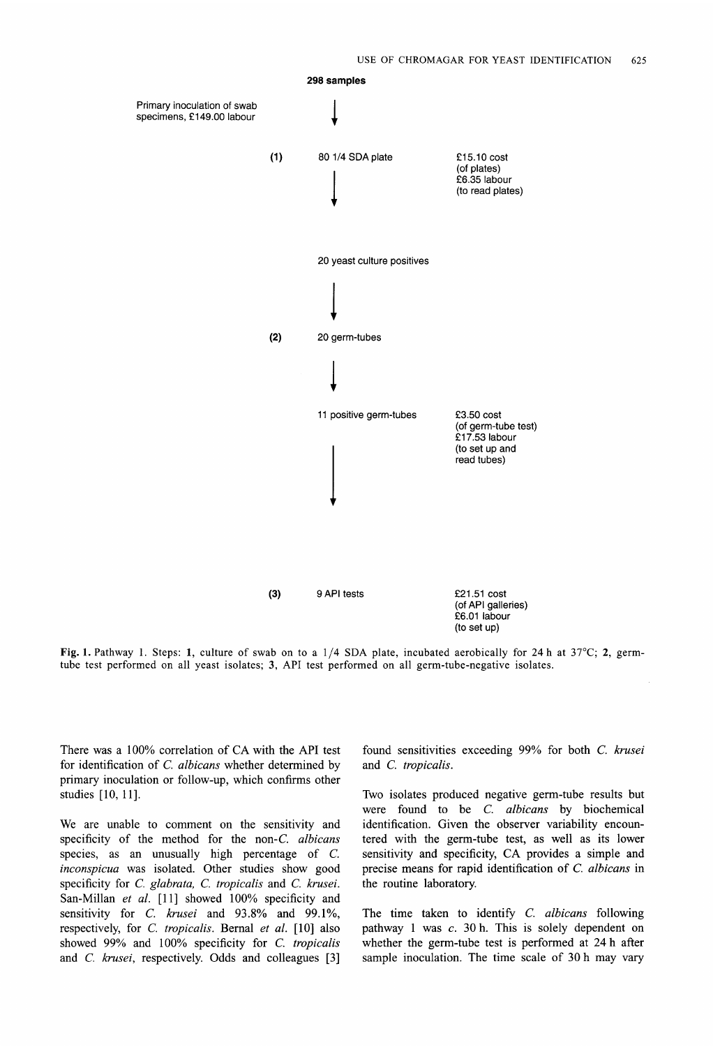**298 samples**

Primary inoculation of swab specimens, £149.00 labour

↓

(1) 80 1/4 SDA plate — £15.10 cost (of plates); £6.35 labour (to read plates)

↓

20 yeast culture positives

↓

(2) 20 germ-tubes

↓

11 positive germ-tubes — £3.50 cost (of germ-tube test); £17.53 labour (to set up and read tubes)

↓

(3) 9 API tests — £21.51 cost (of API galleries); £6.01 labour (to set up)

**Fig. 1.** Pathway 1. Steps: **1**, culture of swab on to a 1/4 SDA plate, incubated aerobically for 24 h at 37°C; **2**, germ-tube test performed on all yeast isolates; **3**, API test performed on all germ-tube-negative isolates.

There was a 100% correlation of CA with the API test for identification of *C. albicans* whether determined by primary inoculation or follow-up, which confirms other studies [10, 11].

We are unable to comment on the sensitivity and specificity of the method for the non-*C. albicans* species, as an unusually high percentage of *C. inconspicua* was isolated. Other studies show good specificity for *C. glabrata*, *C. tropicalis* and *C. krusei*. San-Millan *et al.* [11] showed 100% specificity and sensitivity for *C. krusei* and 93.8% and 99.1%, respectively, for *C. tropicalis*. Bernal *et al.* [10] also showed 99% and 100% specificity for *C. tropicalis* and *C. krusei*, respectively. Odds and colleagues [3] found sensitivities exceeding 99% for both *C. krusei* and *C. tropicalis*.

Two isolates produced negative germ-tube results but were found to be *C. albicans* by biochemical identification. Given the observer variability encountered with the germ-tube test, as well as its lower sensitivity and specificity, CA provides a simple and precise means for rapid identification of *C. albicans* in the routine laboratory.

The time taken to identify *C. albicans* following pathway 1 was *c.* 30 h. This is solely dependent on whether the germ-tube test is performed at 24 h after sample inoculation. The time scale of 30 h may vary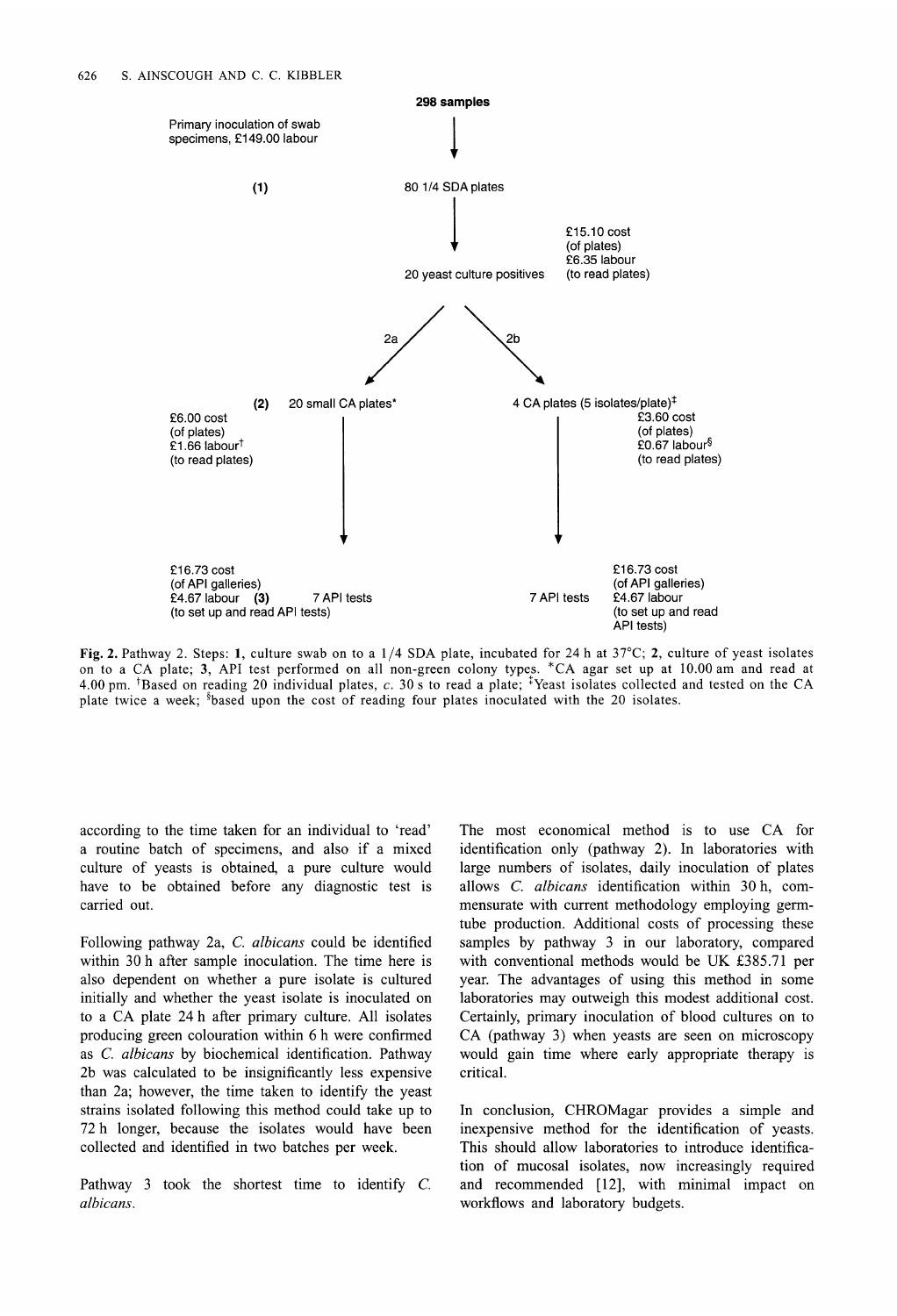**298 samples**

Primary inoculation of swab specimens, £149.00 labour

(1) 80 1/4 SDA plates

£15.10 cost (of plates)
£6.35 labour (to read plates)

20 yeast culture positives

2a | 2b

(2) 20 small CA plates*

£6.00 cost (of plates)
£1.66 labour† (to read plates)

4 CA plates (5 isolates/plate)‡

£3.60 cost (of plates)
£0.67 labour§ (to read plates)

£16.73 cost (of API galleries)
£4.67 labour (3) 7 API tests
(to set up and read API tests)

7 API tests £16.73 cost (of API galleries)
£4.67 labour (to set up and read API tests)

**Fig. 2.** Pathway 2. Steps: **1**, culture swab on to a 1/4 SDA plate, incubated for 24 h at 37°C; **2**, culture of yeast isolates on to a CA plate; **3**, API test performed on all non-green colony types. *CA agar set up at 10.00 am and read at 4.00 pm. †Based on reading 20 individual plates, *c.* 30 s to read a plate; ‡Yeast isolates collected and tested on the CA plate twice a week; §based upon the cost of reading four plates inoculated with the 20 isolates.

according to the time taken for an individual to 'read' a routine batch of specimens, and also if a mixed culture of yeasts is obtained, a pure culture would have to be obtained before any diagnostic test is carried out.

Following pathway 2a, *C. albicans* could be identified within 30 h after sample inoculation. The time here is also dependent on whether a pure isolate is cultured initially and whether the yeast isolate is inoculated on to a CA plate 24 h after primary culture. All isolates producing green colouration within 6 h were confirmed as *C. albicans* by biochemical identification. Pathway 2b was calculated to be insignificantly less expensive than 2a; however, the time taken to identify the yeast strains isolated following this method could take up to 72 h longer, because the isolates would have been collected and identified in two batches per week.

Pathway 3 took the shortest time to identify *C. albicans*.

The most economical method is to use CA for identification only (pathway 2). In laboratories with large numbers of isolates, daily inoculation of plates allows *C. albicans* identification within 30 h, commensurate with current methodology employing germ-tube production. Additional costs of processing these samples by pathway 3 in our laboratory, compared with conventional methods would be UK £385.71 per year. The advantages of using this method in some laboratories may outweigh this modest additional cost. Certainly, primary inoculation of blood cultures on to CA (pathway 3) when yeasts are seen on microscopy would gain time where early appropriate therapy is critical.

In conclusion, CHROMagar provides a simple and inexpensive method for the identification of yeasts. This should allow laboratories to introduce identification of mucosal isolates, now increasingly required and recommended [12], with minimal impact on workflows and laboratory budgets.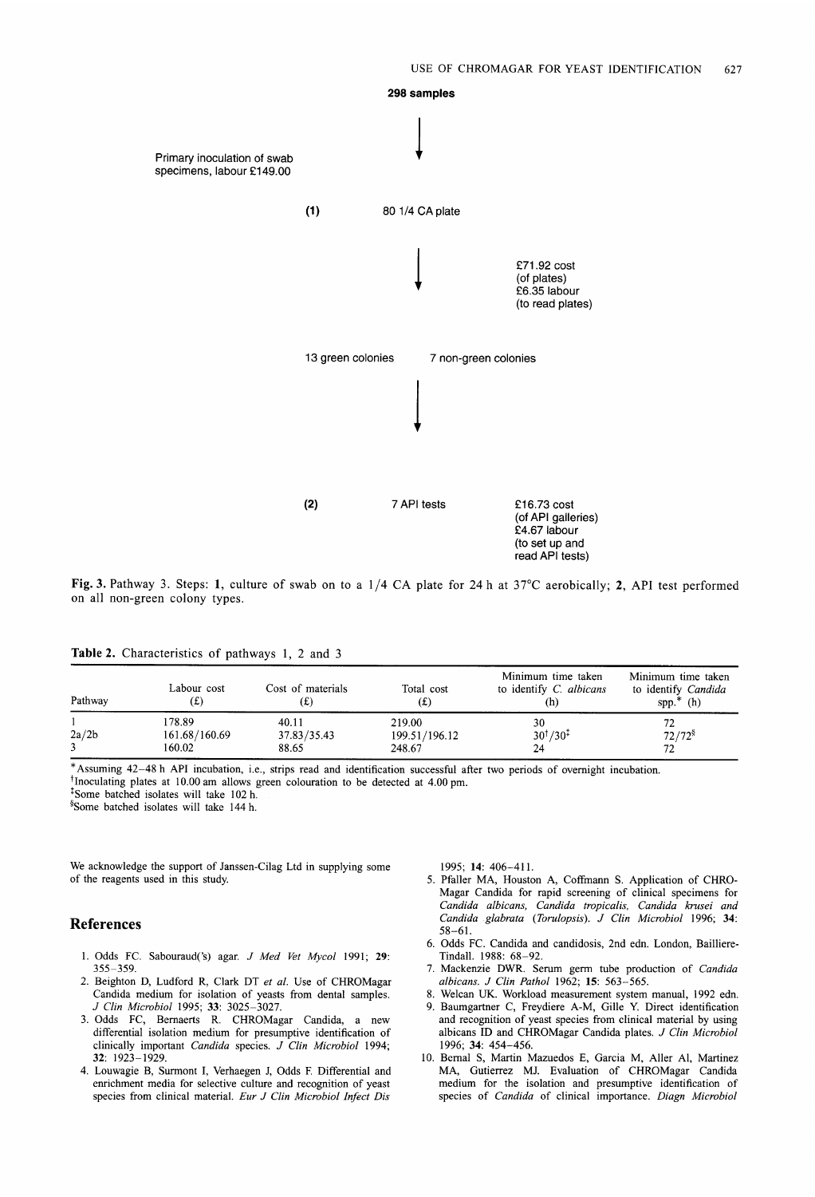298 samples

Primary inoculation of swab specimens, labour £149.00

(1) 80 1/4 CA plate

£71.92 cost (of plates)
£6.35 labour (to read plates)

13 green colonies 7 non-green colonies

(2) 7 API tests

£16.73 cost (of API galleries)
£4.67 labour (to set up and read API tests)

**Fig. 3.** Pathway 3. Steps: **1**, culture of swab on to a 1/4 CA plate for 24 h at 37°C aerobically; **2**, API test performed on all non-green colony types.

**Table 2.** Characteristics of pathways 1, 2 and 3

| Pathway | Labour cost (£) | Cost of materials (£) | Total cost (£) | Minimum time taken to identify *C. albicans* (h) | Minimum time taken to identify *Candida* spp.* (h) |
|---|---|---|---|---|---|
| 1 | 178.89 | 40.11 | 219.00 | 30 | 72 |
| 2a/2b | 161.68/160.69 | 37.83/35.43 | 199.51/196.12 | 30†/30‡ | 72/72§ |
| 3 | 160.02 | 88.65 | 248.67 | 24 | 72 |

*Assuming 42–48 h API incubation, i.e., strips read and identification successful after two periods of overnight incubation.
†Inoculating plates at 10.00 am allows green colouration to be detected at 4.00 pm.
‡Some batched isolates will take 102 h.
§Some batched isolates will take 144 h.

We acknowledge the support of Janssen-Cilag Ltd in supplying some of the reagents used in this study.

## References

1. Odds FC. Sabouraud('s) agar. *J Med Vet Mycol* 1991; **29**: 355–359.
2. Beighton D, Ludford R, Clark DT *et al*. Use of CHROMagar Candida medium for isolation of yeasts from dental samples. *J Clin Microbiol* 1995; **33**: 3025–3027.
3. Odds FC, Bernaerts R. CHROMagar Candida, a new differential isolation medium for presumptive identification of clinically important *Candida* species. *J Clin Microbiol* 1994; **32**: 1923–1929.
4. Louwagie B, Surmont I, Verhaegen J, Odds F. Differential and enrichment media for selective culture and recognition of yeast species from clinical material. *Eur J Clin Microbiol Infect Dis* 1995; **14**: 406–411.
5. Pfaller MA, Houston A, Coffmann S. Application of CHROMagar Candida for rapid screening of clinical specimens for *Candida albicans, Candida tropicalis, Candida krusei* and *Candida glabrata* (*Torulopsis*). *J Clin Microbiol* 1996; **34**: 58–61.
6. Odds FC. Candida and candidosis, 2nd edn. London, Bailliere-Tindall. 1988: 68–92.
7. Mackenzie DWR. Serum germ tube production of *Candida albicans*. *J Clin Pathol* 1962; **15**: 563–565.
8. Welcan UK. Workload measurement system manual, 1992 edn.
9. Baumgartner C, Freydiere A-M, Gille Y. Direct identification and recognition of yeast species from clinical material by using albicans ID and CHROMagar Candida plates. *J Clin Microbiol* 1996; **34**: 454–456.
10. Bernal S, Martin Mazuedos E, Garcia M, Aller Al, Martinez MA, Gutierrez MJ. Evaluation of CHROMagar Candida medium for the isolation and presumptive identification of species of *Candida* of clinical importance. *Diagn Microbiol*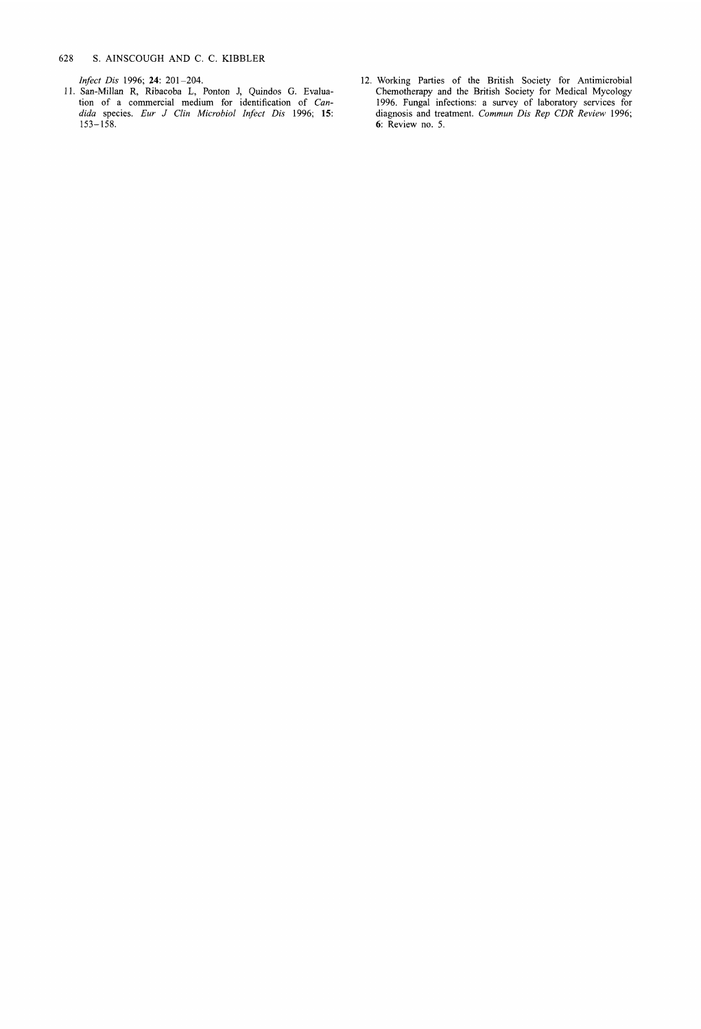*Infect Dis* 1996; **24**: 201–204.

11. San-Millan R, Ribacoba L, Ponton J, Quindos G. Evaluation of a commercial medium for identification of *Candida* species. *Eur J Clin Microbiol Infect Dis* 1996; **15**: 153–158.
12. Working Parties of the British Society for Antimicrobial Chemotherapy and the British Society for Medical Mycology 1996. Fungal infections: a survey of laboratory services for diagnosis and treatment. *Commun Dis Rep CDR Review* 1996; **6**: Review no. 5.